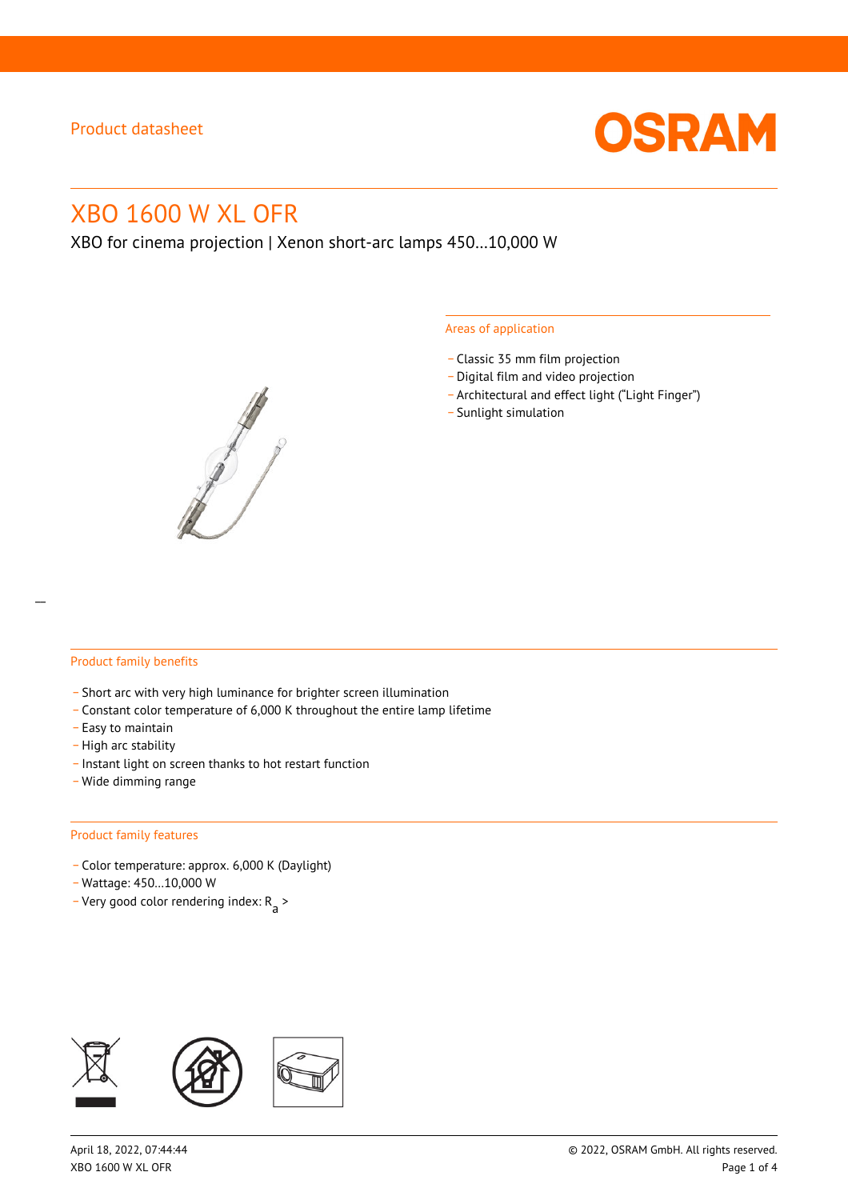Product datasheet

# XBO 1600 W XL OFR

XBO for cinema projection | Xenon short-arc lamps 450…10,000 W

## Areas of application

- Classic 35 mm film projection
- Digital film and video projection
- Architectural and effect light (“Light Finger”)
- Sunlight simulation

## Product family benefits

- Short arc with very high luminance for brighter screen illumination
- Constant color temperature of 6,000 K throughout the entire lamp lifetime
- Easy to maintain
- High arc stability
- Instant light on screen thanks to hot restart function
- Wide dimming range

## Product family features

- Color temperature: approx. 6,000 K (Daylight)
- Wattage: 450…10,000 W
- Very good color rendering index: $R_a$ >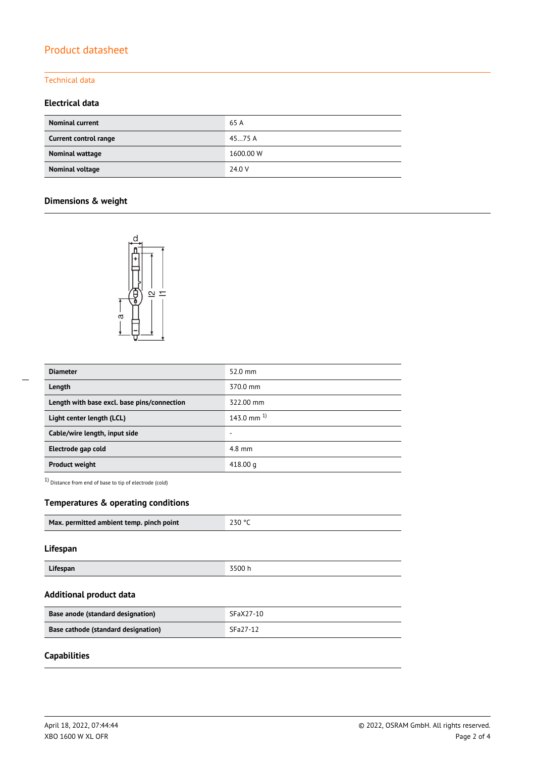# Product datasheet

## Technical data

### Electrical data

| | |
|---|---|
| **Nominal current** | 65 A |
| **Current control range** | 45…75 A |
| **Nominal wattage** | 1600.00 W |
| **Nominal voltage** | 24.0 V |

### Dimensions & weight

| | |
|---|---|
| **Diameter** | 52.0 mm |
| **Length** | 370.0 mm |
| **Length with base excl. base pins/connection** | 322.00 mm |
| **Light center length (LCL)** | 143.0 mm [1] |
| **Cable/wire length, input side** | - |
| **Electrode gap cold** | 4.8 mm |
| **Product weight** | 418.00 g |

[1] Distance from end of base to tip of electrode (cold)

### Temperatures & operating conditions

| | |
|---|---|
| **Max. permitted ambient temp. pinch point** | 230 °C |

### Lifespan

| | |
|---|---|
| **Lifespan** | 3500 h |

### Additional product data

| | |
|---|---|
| **Base anode (standard designation)** | SFaX27-10 |
| **Base cathode (standard designation)** | SFa27-12 |

### Capabilities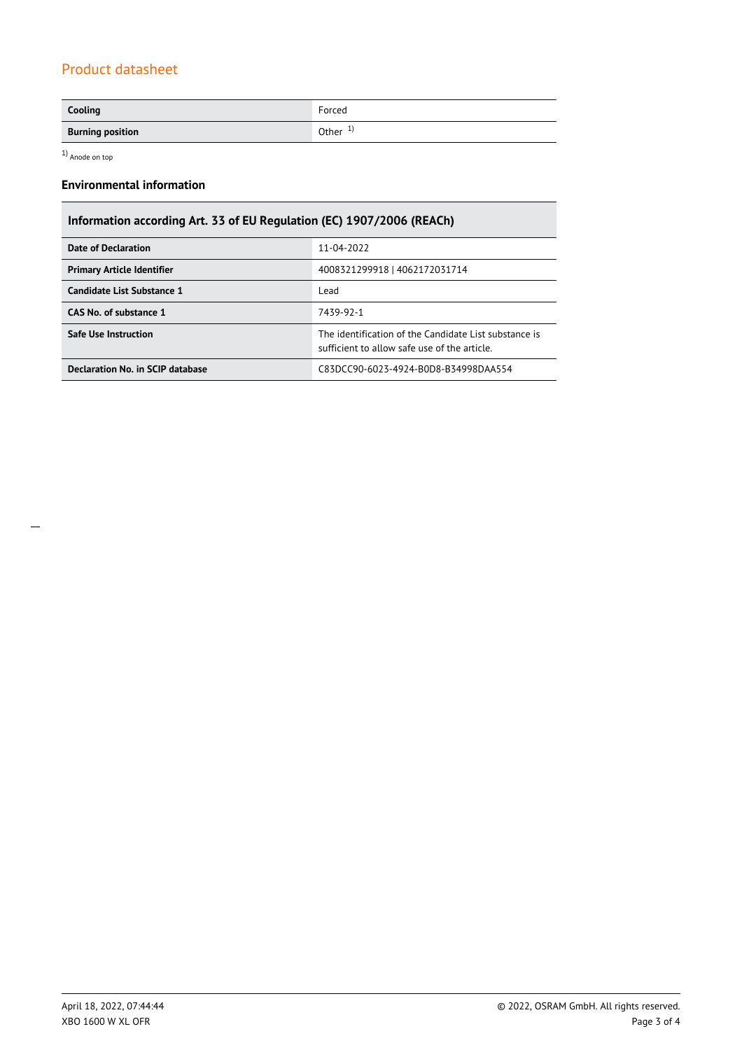| Cooling | Forced |
|---|---|
| **Burning position** | Other [1] |

[1] Anode on top

### Environmental information

| Information according Art. 33 of EU Regulation (EC) 1907/2006 (REACh) | |
|---|---|
| **Date of Declaration** | 11-04-2022 |
| **Primary Article Identifier** | 4008321299918 \| 4062172031714 |
| **Candidate List Substance 1** | Lead |
| **CAS No. of substance 1** | 7439-92-1 |
| **Safe Use Instruction** | The identification of the Candidate List substance is sufficient to allow safe use of the article. |
| **Declaration No. in SCIP database** | C83DCC90-6023-4924-B0D8-B34998DAA554 |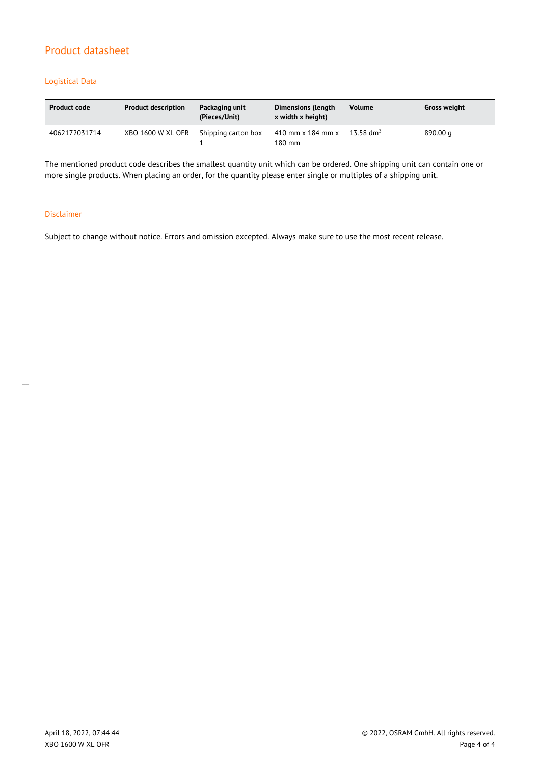# Product datasheet

## Logistical Data

| Product code | Product description | Packaging unit (Pieces/Unit) | Dimensions (length x width x height) | Volume | Gross weight |
| --- | --- | --- | --- | --- | --- |
| 4062172031714 | XBO 1600 W XL OFR | Shipping carton box 1 | 410 mm x 184 mm x 180 mm | 13.58 $dm^3$ | 890.00 g |

The mentioned product code describes the smallest quantity unit which can be ordered. One shipping unit can contain one or more single products. When placing an order, for the quantity please enter single or multiples of a shipping unit.

## Disclaimer

Subject to change without notice. Errors and omission excepted. Always make sure to use the most recent release.